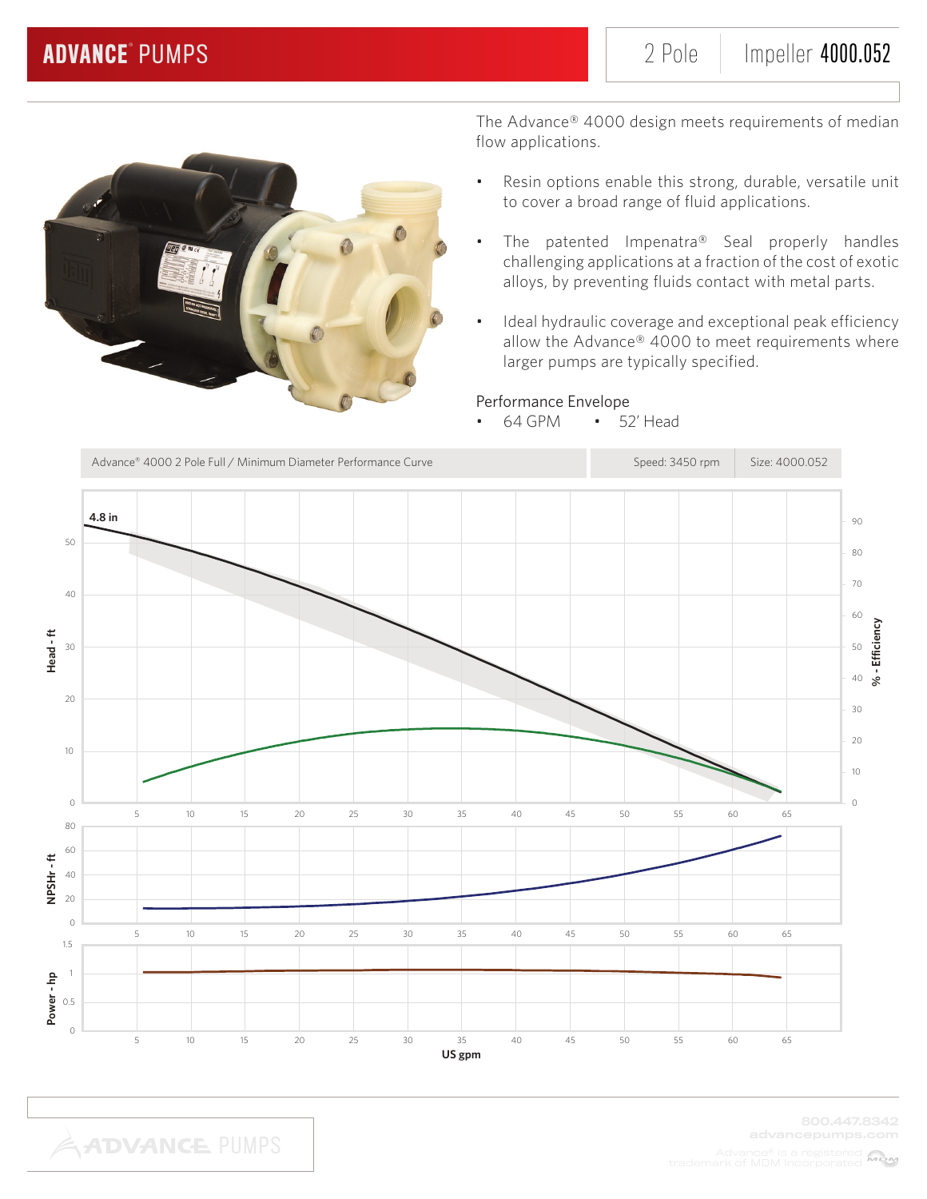# ADVANCE® PUMPS

2 Pole | Impeller **4000.052**

The Advance® 4000 design meets requirements of median flow applications.

- Resin options enable this strong, durable, versatile unit to cover a broad range of fluid applications.
- The patented Impenatra® Seal properly handles challenging applications at a fraction of the cost of exotic alloys, by preventing fluids contact with metal parts.
- Ideal hydraulic coverage and exceptional peak efficiency allow the Advance® 4000 to meet requirements where larger pumps are typically specified.

Performance Envelope

- 64 GPM
- 52' Head

| Advance® 4000 2 Pole Full / Minimum Diameter Performance Curve | Speed: 3450 rpm | Size: 4000.052 |
|---|---|---|

4.8 in

Head - ft | % - Efficiency | NPSHr - ft | Power - hp | US gpm

800.447.8342
advancepumps.com

Advance® is a registered trademark of MDM Incorporated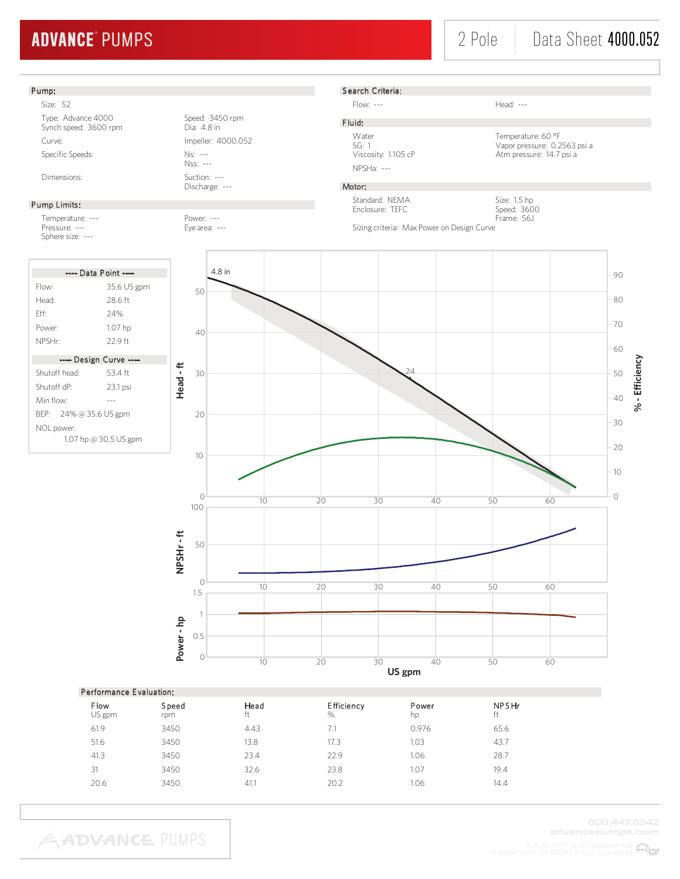# ADVANCE® PUMPS

2 Pole | Data Sheet **4000.052**

## Pump:

Size: 52

Type: Advance 4000
Synch speed: 3600 rpm

Speed: 3450 rpm
Dia: 4.8 in

Curve:

Impeller: 4000.052

Specific Speeds:

Ns: ---
Nss: ---

Dimensions:

Suction: ---
Discharge: ---

## Pump Limits:

Temperature: ---
Pressure: ---
Sphere size: ---

Power: ---
Eye area: ---

## Search Criteria:

Flow: ---

Head: ---

## Fluid:

Water
SG: 1
Viscosity: 1.105 cP

Temperature: 60 °F
Vapor pressure: 0.2563 psi a
Atm pressure: 14.7 psi a

NPSHa: ---

## Motor:

Standard: NEMA
Enclosure: TEFC

Size: 1.5 hp
Speed: 3600
Frame: 56J

Sizing criteria: Max Power on Design Curve

### ---- Data Point ----

| | |
|---|---|
| Flow: | 35.6 US gpm |
| Head: | 28.6 ft |
| Eff: | 24% |
| Power: | 1.07 hp |
| NPSHr: | 22.9 ft |

### ---- Design Curve ----

| | |
|---|---|
| Shutoff head: | 53.4 ft |
| Shutoff dP: | 23.1 psi |
| Min flow: | --- |
| BEP: | 24% @ 35.6 US gpm |
| NOL power: | 1.07 hp @ 30.5 US gpm |

## Performance Evaluation:

| Flow<br>US gpm | Speed<br>rpm | Head<br>ft | Efficiency<br>% | Power<br>hp | NPSHr<br>ft |
|---|---|---|---|---|---|
| 61.9 | 3450 | 4.43 | 7.1 | 0.976 | 65.6 |
| 51.6 | 3450 | 13.8 | 17.3 | 1.03 | 43.7 |
| 41.3 | 3450 | 23.4 | 22.9 | 1.06 | 28.7 |
| 31 | 3450 | 32.6 | 23.8 | 1.07 | 19.4 |
| 20.6 | 3450 | 41.1 | 20.2 | 1.06 | 14.4 |

800.447.8342
advancepumps.com
Advance® is a registered trademark of MDM Incorporated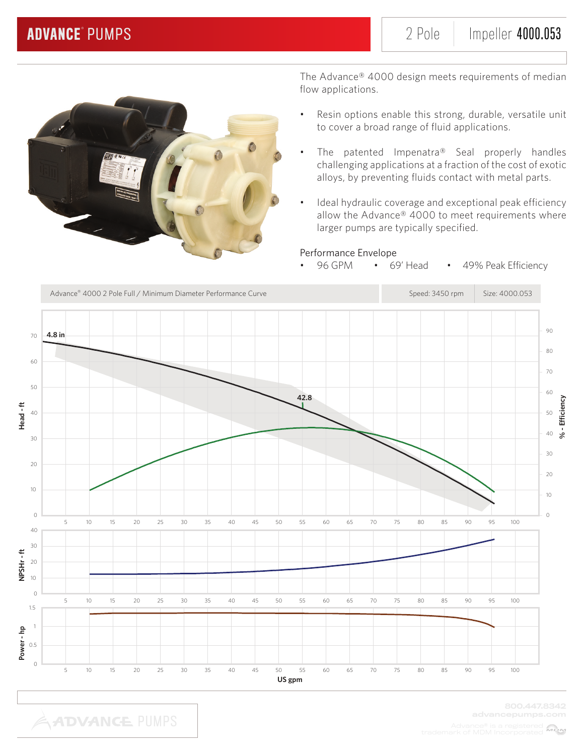# ADVANCE® PUMPS

2 Pole | Impeller **4000.053**

The Advance® 4000 design meets requirements of median flow applications.

- Resin options enable this strong, durable, versatile unit to cover a broad range of fluid applications.
- The patented Impenatra® Seal properly handles challenging applications at a fraction of the cost of exotic alloys, by preventing fluids contact with metal parts.
- Ideal hydraulic coverage and exceptional peak efficiency allow the Advance® 4000 to meet requirements where larger pumps are typically specified.

Performance Envelope

- 96 GPM
- 69' Head
- 49% Peak Efficiency

| Advance® 4000 2 Pole Full / Minimum Diameter Performance Curve | Speed: 3450 rpm | Size: 4000.053 |
|---|---|---|

4.8 in

42.8

Head - ft

% - Efficiency

NPSHr - ft

Power - hp

US gpm

800.447.8342
advancepumps.com

Advance® is a registered trademark of MDM Incorporated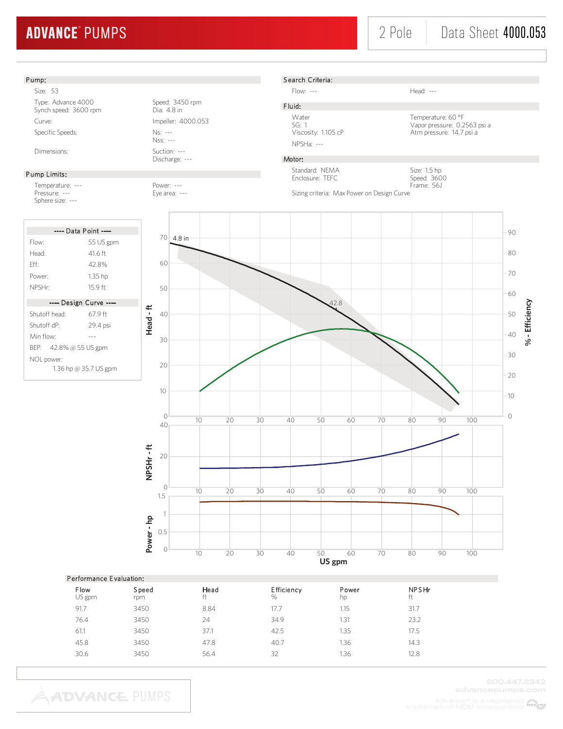# ADVANCE PUMPS

2 Pole | Data Sheet **4000.053**

## Pump:

Size: 53

Type: Advance 4000
Synch speed: 3600 rpm

Speed: 3450 rpm
Dia: 4.8 in

Curve:

Impeller: 4000.053

Specific Speeds:

Ns: ---
Nss: ---

Dimensions:

Suction: ---
Discharge: ---

## Pump Limits:

Temperature: ---
Pressure: ---
Sphere size: ---

Power: ---
Eye area: ---

## Search Criteria:

Flow: ---

Head: ---

## Fluid:

Water
SG: 1
Viscosity: 1.105 cP

Temperature: 60 °F
Vapor pressure: 0.2563 psi a
Atm pressure: 14.7 psi a

NPSHa: ---

## Motor:

Standard: NEMA
Enclosure: TEFC

Size: 1.5 hp
Speed: 3600
Frame: 56J

Sizing criteria: Max Power on Design Curve

### ---- Data Point ----

| | |
|---|---|
| Flow: | 55 US gpm |
| Head: | 41.6 ft |
| Eff: | 42.8% |
| Power: | 1.35 hp |
| NPSHr: | 15.9 ft |

### ---- Design Curve ----

| | |
|---|---|
| Shutoff head: | 67.9 ft |
| Shutoff dP: | 29.4 psi |
| Min flow: | --- |
| BEP: | 42.8% @ 55 US gpm |
| NOL power: | 1.36 hp @ 35.7 US gpm |

## Performance Evaluation:

| Flow<br>US gpm | Speed<br>rpm | Head<br>ft | Efficiency<br>% | Power<br>hp | NPSHr<br>ft |
|---|---|---|---|---|---|
| 91.7 | 3450 | 8.84 | 17.7 | 1.15 | 31.7 |
| 76.4 | 3450 | 24 | 34.9 | 1.31 | 23.2 |
| 61.1 | 3450 | 37.1 | 42.5 | 1.35 | 17.5 |
| 45.8 | 3450 | 47.8 | 40.7 | 1.36 | 14.3 |
| 30.6 | 3450 | 56.4 | 32 | 1.36 | 12.8 |

800.447.8342
advancepumps.com

Advance® is a registered trademark of MDM Incorporated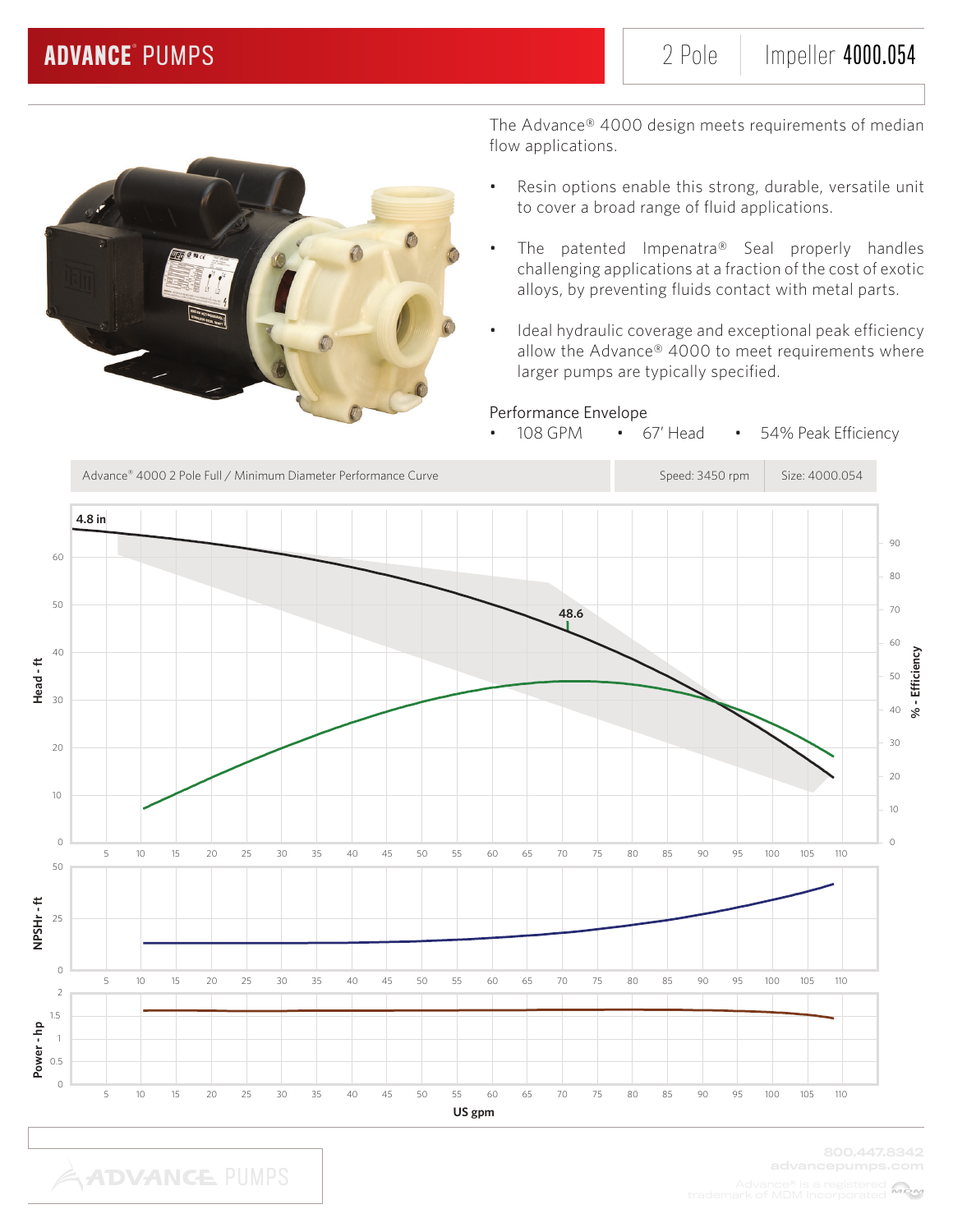# ADVANCE® PUMPS

2 Pole | Impeller **4000.054**

The Advance® 4000 design meets requirements of median flow applications.

- Resin options enable this strong, durable, versatile unit to cover a broad range of fluid applications.
- The patented Impenatra® Seal properly handles challenging applications at a fraction of the cost of exotic alloys, by preventing fluids contact with metal parts.
- Ideal hydraulic coverage and exceptional peak efficiency allow the Advance® 4000 to meet requirements where larger pumps are typically specified.

Performance Envelope

- 108 GPM
- 67′ Head
- 54% Peak Efficiency

Advance® 4000 2 Pole Full / Minimum Diameter Performance Curve | Speed: 3450 rpm | Size: 4000.054

4.8 in

48.6

Head - ft

% - Efficiency

NPSHr - ft

Power - hp

US gpm

800.447.8342
advancepumps.com

Advance® is a registered trademark of MDM Incorporated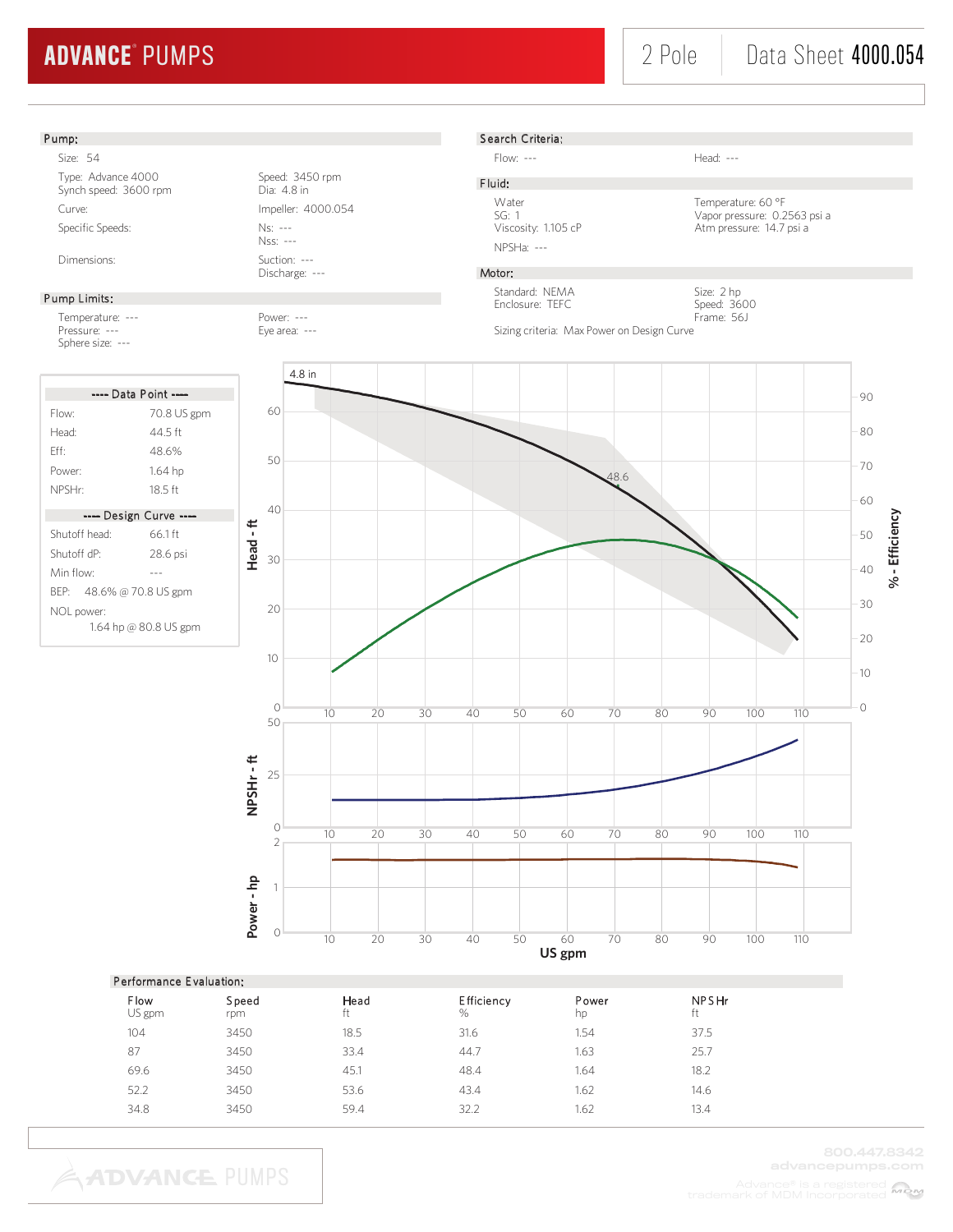# ADVANCE PUMPS

2 Pole | Data Sheet **4000.054**

## Pump:

Size: 54

Type: Advance 4000
Synch speed: 3600 rpm

Speed: 3450 rpm
Dia: 4.8 in

Curve:

Impeller: 4000.054

Specific Speeds:

Ns: ---
Nss: ---

Dimensions:

Suction: ---
Discharge: ---

## Pump Limits:

Temperature: ---
Pressure: ---
Sphere size: ---

Power: ---
Eye area: ---

## Search Criteria:

Flow: ---

Head: ---

## Fluid:

Water
SG: 1
Viscosity: 1.105 cP

Temperature: 60 °F
Vapor pressure: 0.2563 psi a
Atm pressure: 14.7 psi a

NPSHa: ---

## Motor:

Standard: NEMA
Enclosure: TEFC

Size: 2 hp
Speed: 3600
Frame: 56J

Sizing criteria: Max Power on Design Curve

### ---- Data Point ----

| | |
|---|---|
| Flow: | 70.8 US gpm |
| Head: | 44.5 ft |
| Eff: | 48.6% |
| Power: | 1.64 hp |
| NPSHr: | 18.5 ft |

### ---- Design Curve ----

| | |
|---|---|
| Shutoff head: | 66.1 ft |
| Shutoff dP: | 28.6 psi |
| Min flow: | --- |
| BEP: | 48.6% @ 70.8 US gpm |
| NOL power: | 1.64 hp @ 80.8 US gpm |

## Performance Evaluation:

| Flow<br>US gpm | Speed<br>rpm | Head<br>ft | Efficiency<br>% | Power<br>hp | NPSHr<br>ft |
|---|---|---|---|---|---|
| 104 | 3450 | 18.5 | 31.6 | 1.54 | 37.5 |
| 87 | 3450 | 33.4 | 44.7 | 1.63 | 25.7 |
| 69.6 | 3450 | 45.1 | 48.4 | 1.64 | 18.2 |
| 52.2 | 3450 | 53.6 | 43.4 | 1.62 | 14.6 |
| 34.8 | 3450 | 59.4 | 32.2 | 1.62 | 13.4 |

800.447.8342
advancepumps.com

Advance® is a registered trademark of MDM Incorporated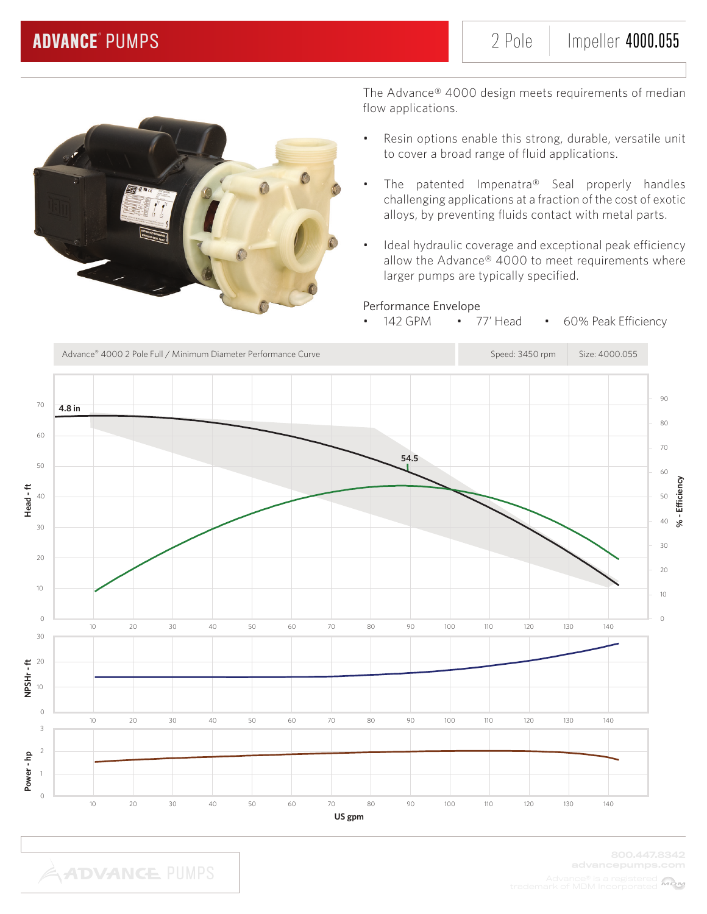# ADVANCE® PUMPS

2 Pole | Impeller **4000.055**

The Advance® 4000 design meets requirements of median flow applications.

- Resin options enable this strong, durable, versatile unit to cover a broad range of fluid applications.
- The patented Impenatra® Seal properly handles challenging applications at a fraction of the cost of exotic alloys, by preventing fluids contact with metal parts.
- Ideal hydraulic coverage and exceptional peak efficiency allow the Advance® 4000 to meet requirements where larger pumps are typically specified.

Performance Envelope

- 142 GPM
- 77' Head
- 60% Peak Efficiency

Advance® 4000 2 Pole Full / Minimum Diameter Performance Curve | Speed: 3450 rpm | Size: 4000.055

4.8 in

54.5

Head - ft

% - Efficiency

NPSHr - ft

Power - hp

US gpm

800.447.8342
advancepumps.com

Advance® is a registered trademark of MDM Incorporated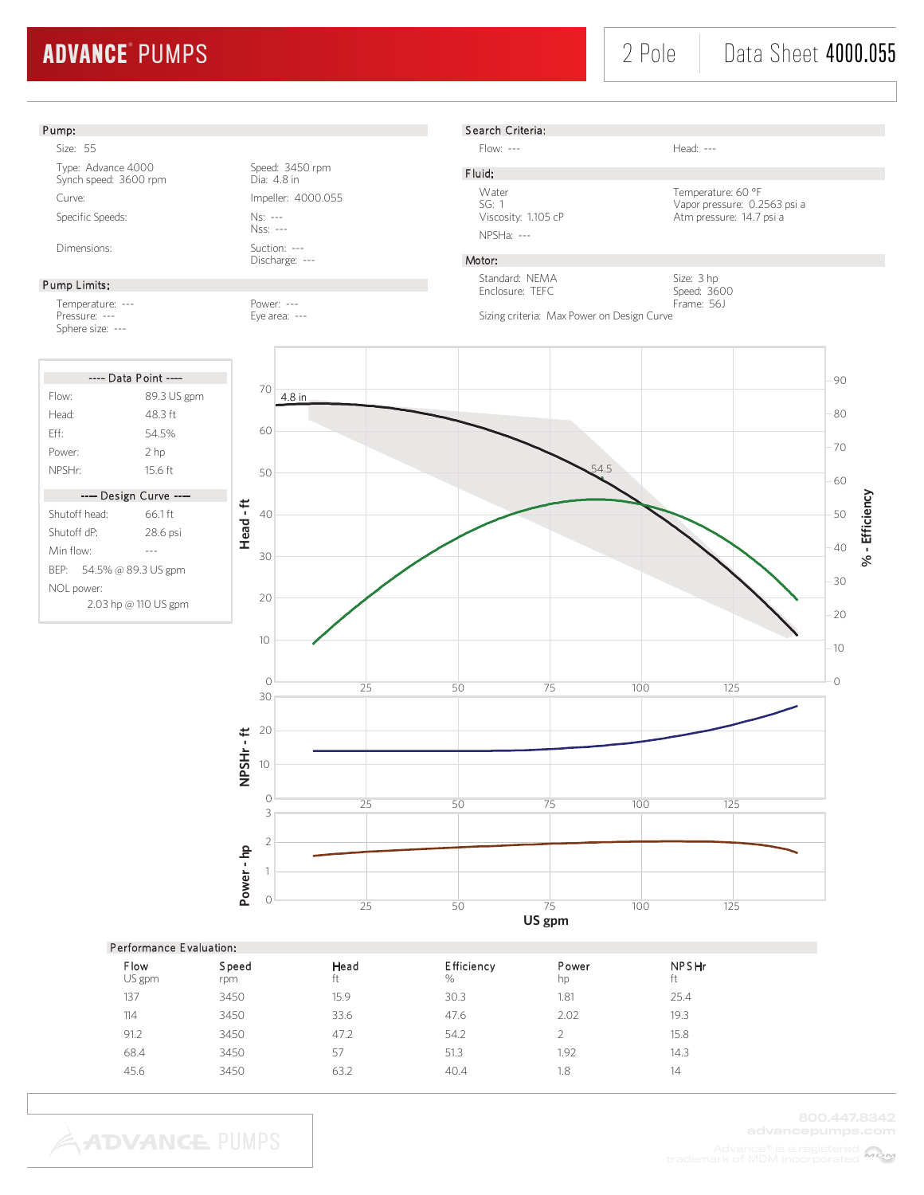# ADVANCE® PUMPS

2 Pole | Data Sheet 4000.055

## Pump:

Size: 55

Type: Advance 4000
Synch speed: 3600 rpm

Speed: 3450 rpm
Dia: 4.8 in

Curve:

Impeller: 4000.055

Specific Speeds:

Ns: ---
Nss: ---

Dimensions:

Suction: ---
Discharge: ---

## Pump Limits:

Temperature: ---
Pressure: ---
Sphere size: ---

Power: ---
Eye area: ---

## Search Criteria:

Flow: ---

Head: ---

## Fluid:

Water
SG: 1
Viscosity: 1.105 cP

NPSHa: ---

Temperature: 60 °F
Vapor pressure: 0.2563 psi a
Atm pressure: 14.7 psi a

## Motor:

Standard: NEMA
Enclosure: TEFC

Size: 3 hp
Speed: 3600
Frame: 56J

Sizing criteria: Max Power on Design Curve

---- Data Point ----

| | |
|---|---|
| Flow: | 89.3 US gpm |
| Head: | 48.3 ft |
| Eff: | 54.5% |
| Power: | 2 hp |
| NPSHr: | 15.6 ft |

---- Design Curve ----

| | |
|---|---|
| Shutoff head: | 66.1 ft |
| Shutoff dP: | 28.6 psi |
| Min flow: | --- |
| BEP: | 54.5% @ 89.3 US gpm |
| NOL power: | 2.03 hp @ 110 US gpm |

## Performance Evaluation:

| Flow<br>US gpm | Speed<br>rpm | Head<br>ft | Efficiency<br>% | Power<br>hp | NPSHr<br>ft |
|---|---|---|---|---|---|
| 137 | 3450 | 15.9 | 30.3 | 1.81 | 25.4 |
| 114 | 3450 | 33.6 | 47.6 | 2.02 | 19.3 |
| 91.2 | 3450 | 47.2 | 54.2 | 2 | 15.8 |
| 68.4 | 3450 | 57 | 51.3 | 1.92 | 14.3 |
| 45.6 | 3450 | 63.2 | 40.4 | 1.8 | 14 |

800.447.8342
advancepumps.com
Advance® is a registered trademark of MDM Incorporated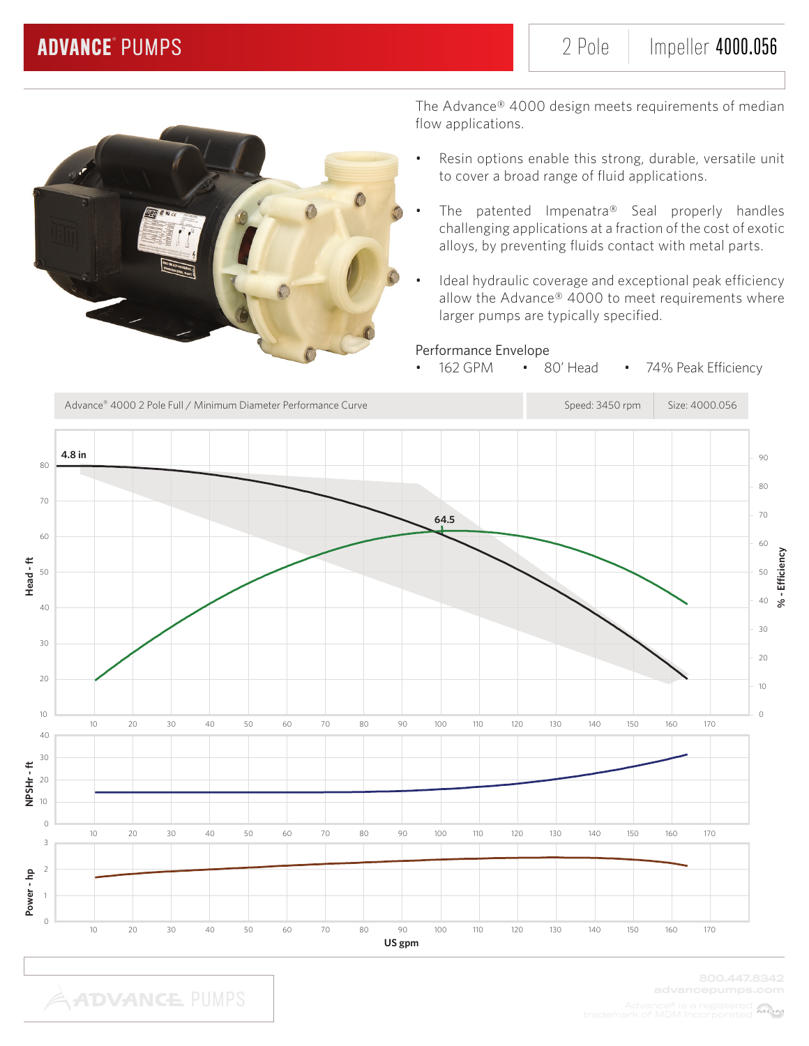# ADVANCE® PUMPS

2 Pole | Impeller **4000.056**

The Advance® 4000 design meets requirements of median flow applications.

- Resin options enable this strong, durable, versatile unit to cover a broad range of fluid applications.
- The patented Impenatra® Seal properly handles challenging applications at a fraction of the cost of exotic alloys, by preventing fluids contact with metal parts.
- Ideal hydraulic coverage and exceptional peak efficiency allow the Advance® 4000 to meet requirements where larger pumps are typically specified.

Performance Envelope

- 162 GPM
- 80' Head
- 74% Peak Efficiency

Advance® 4000 2 Pole Full / Minimum Diameter Performance Curve | Speed: 3450 rpm | Size: 4000.056

4.8 in

64.5

Head - ft

% - Efficiency

NPSHr - ft

Power - hp

US gpm

800.447.8342
advancepumps.com

Advance® is a registered trademark of MDM Incorporated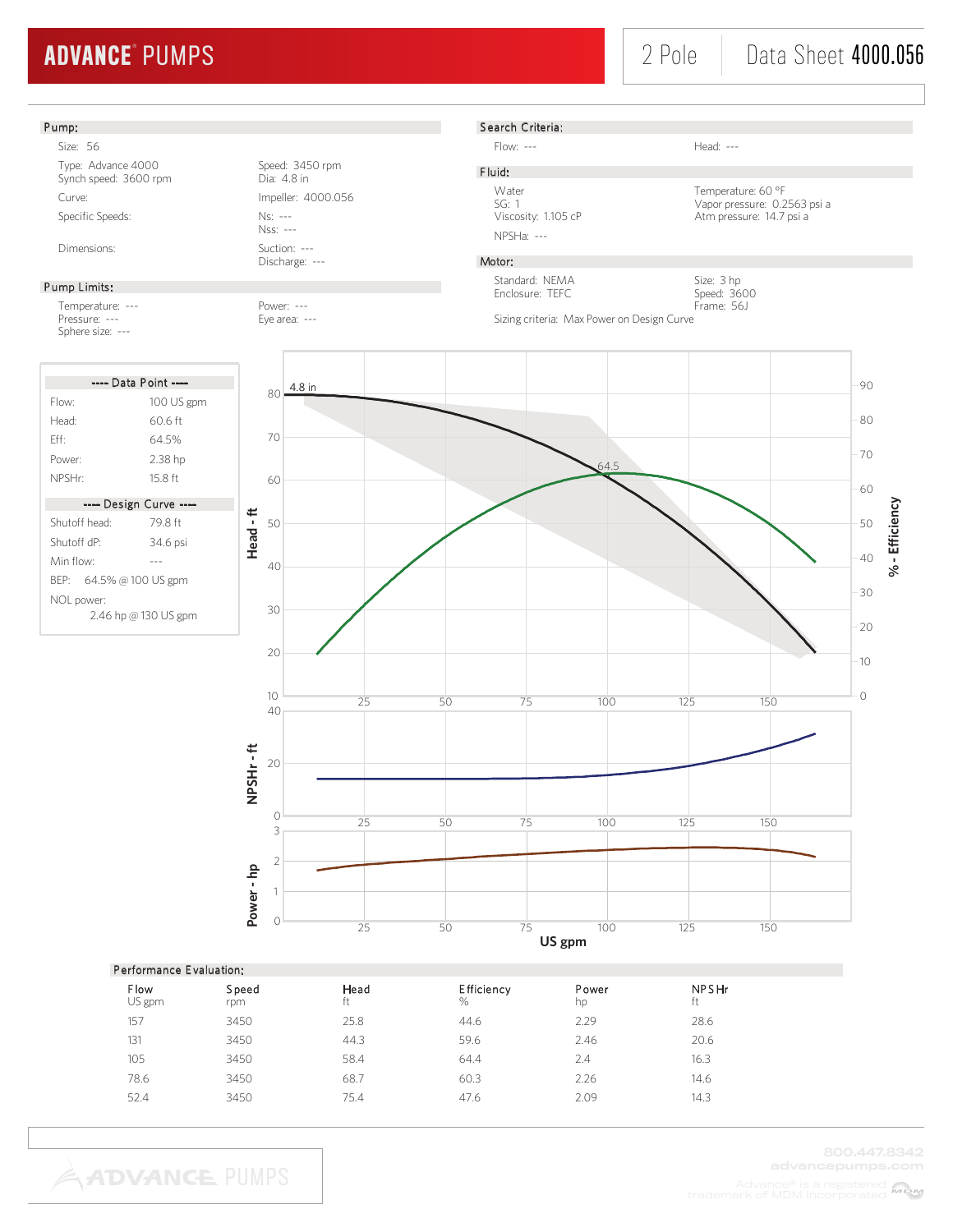# ADVANCE PUMPS

2 Pole | Data Sheet **4000.056**

## Pump:

Size: 56

Type: Advance 4000
Synch speed: 3600 rpm

Speed: 3450 rpm
Dia: 4.8 in

Curve:

Impeller: 4000.056

Specific Speeds:

Ns: ---
Nss: ---

Dimensions:

Suction: ---
Discharge: ---

## Pump Limits:

Temperature: ---
Pressure: ---
Sphere size: ---

Power: ---
Eye area: ---

## Search Criteria:

Flow: ---

Head: ---

## Fluid:

Water
SG: 1
Viscosity: 1.105 cP

Temperature: 60 °F
Vapor pressure: 0.2563 psi a
Atm pressure: 14.7 psi a

NPSHa: ---

## Motor:

Standard: NEMA
Enclosure: TEFC

Size: 3 hp
Speed: 3600
Frame: 56J

Sizing criteria: Max Power on Design Curve

**---- Data Point ----**

| | |
|---|---|
| Flow: | 100 US gpm |
| Head: | 60.6 ft |
| Eff: | 64.5% |
| Power: | 2.38 hp |
| NPSHr: | 15.8 ft |

**---- Design Curve ----**

| | |
|---|---|
| Shutoff head: | 79.8 ft |
| Shutoff dP: | 34.6 psi |
| Min flow: | --- |
| BEP: | 64.5% @ 100 US gpm |
| NOL power: | 2.46 hp @ 130 US gpm |

## Performance Evaluation:

| Flow<br>US gpm | Speed<br>rpm | Head<br>ft | Efficiency<br>% | Power<br>hp | NPSHr<br>ft |
|---|---|---|---|---|---|
| 157 | 3450 | 25.8 | 44.6 | 2.29 | 28.6 |
| 131 | 3450 | 44.3 | 59.6 | 2.46 | 20.6 |
| 105 | 3450 | 58.4 | 64.4 | 2.4 | 16.3 |
| 78.6 | 3450 | 68.7 | 60.3 | 2.26 | 14.6 |
| 52.4 | 3450 | 75.4 | 47.6 | 2.09 | 14.3 |

800.447.8342
advancepumps.com
Advance® is a registered trademark of MDM Incorporated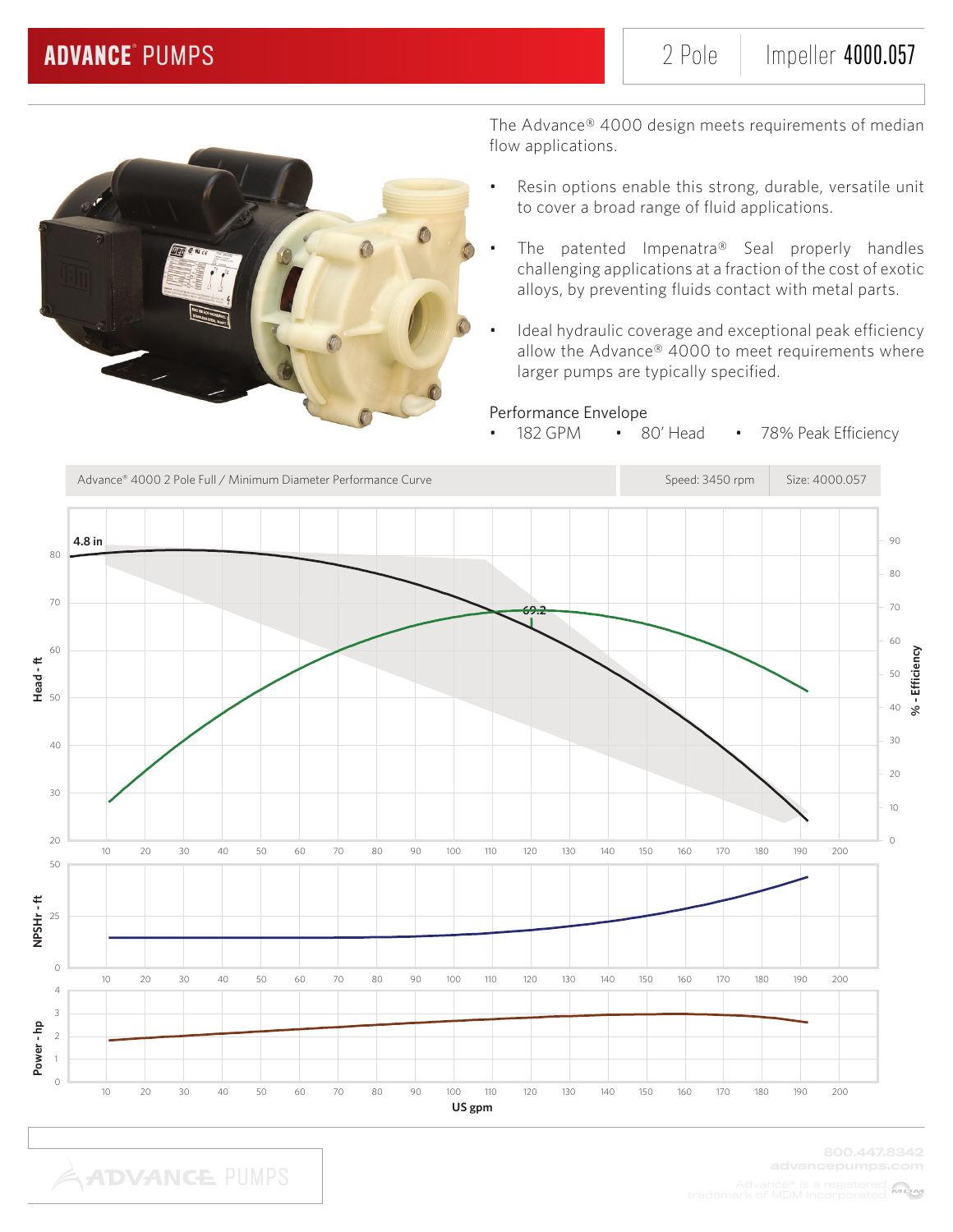# ADVANCE® PUMPS

2 Pole | Impeller **4000.057**

The Advance® 4000 design meets requirements of median flow applications.

- Resin options enable this strong, durable, versatile unit to cover a broad range of fluid applications.
- The patented Impenatra® Seal properly handles challenging applications at a fraction of the cost of exotic alloys, by preventing fluids contact with metal parts.
- Ideal hydraulic coverage and exceptional peak efficiency allow the Advance® 4000 to meet requirements where larger pumps are typically specified.

Performance Envelope

- 182 GPM
- 80' Head
- 78% Peak Efficiency

Advance® 4000 2 Pole Full / Minimum Diameter Performance Curve | Speed: 3450 rpm | Size: 4000.057

4.8 in

69.2

Head - ft | % - Efficiency | NPSHr - ft | Power - hp | US gpm

800.447.8342
advancepumps.com

Advance® is a registered trademark of MDM Incorporated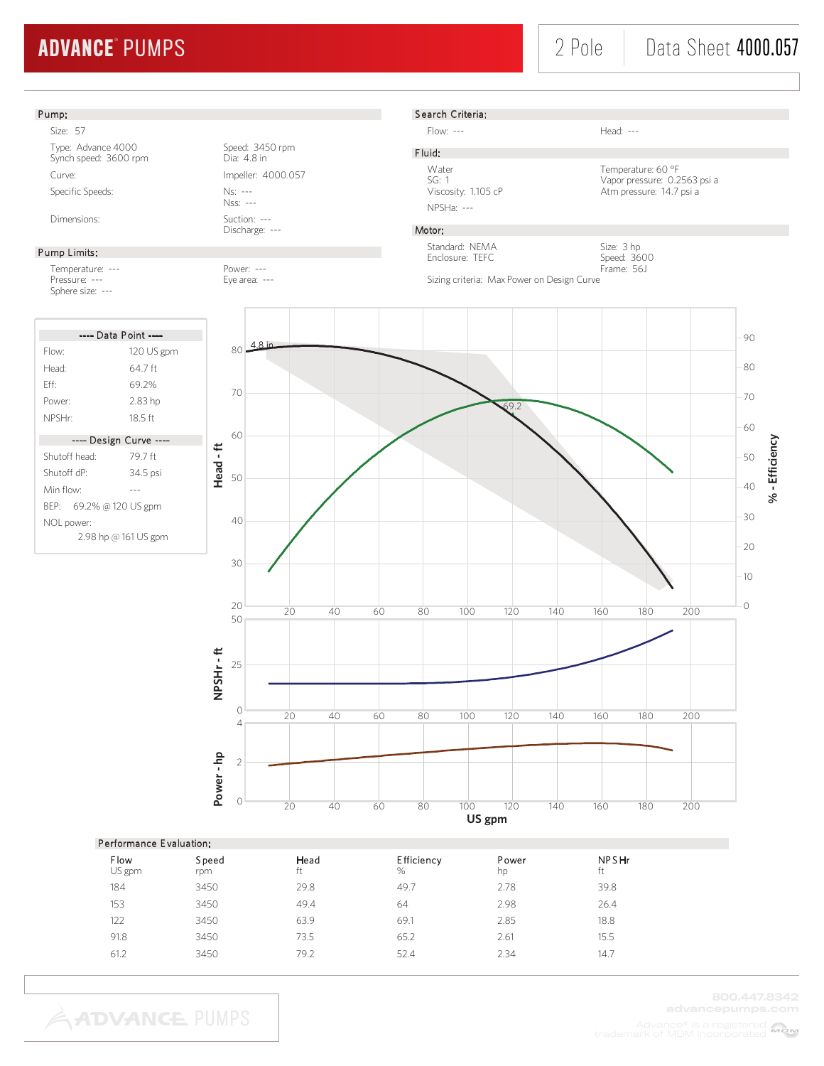# ADVANCE® PUMPS

2 Pole | Data Sheet **4000.057**

## Pump:

Size: 57

| | |
|---|---|
| Type: Advance 4000<br>Synch speed: 3600 rpm | Speed: 3450 rpm<br>Dia: 4.8 in |
| Curve: | Impeller: 4000.057 |
| Specific Speeds: | Ns: ---<br>Nss: --- |
| Dimensions: | Suction: ---<br>Discharge: --- |

## Pump Limits:

| | |
|---|---|
| Temperature: ---<br>Pressure: ---<br>Sphere size: --- | Power: ---<br>Eye area: --- |

## Search Criteria:

| | |
|---|---|
| Flow: --- | Head: --- |

## Fluid:

| | |
|---|---|
| Water<br>SG: 1<br>Viscosity: 1.105 cP | Temperature: 60 °F<br>Vapor pressure: 0.2563 psi a<br>Atm pressure: 14.7 psi a |

NPSHa: ---

## Motor:

| | |
|---|---|
| Standard: NEMA<br>Enclosure: TEFC | Size: 3 hp<br>Speed: 3600<br>Frame: 56J |

Sizing criteria: Max Power on Design Curve

**---- Data Point ----**

| | |
|---|---|
| Flow: | 120 US gpm |
| Head: | 64.7 ft |
| Eff: | 69.2% |
| Power: | 2.83 hp |
| NPSHr: | 18.5 ft |

**---- Design Curve ----**

| | |
|---|---|
| Shutoff head: | 79.7 ft |
| Shutoff dP: | 34.5 psi |
| Min flow: | --- |
| BEP: | 69.2% @ 120 US gpm |
| NOL power: | 2.98 hp @ 161 US gpm |

## Performance Evaluation:

| Flow<br>US gpm | Speed<br>rpm | Head<br>ft | Efficiency<br>% | Power<br>hp | NPSHr<br>ft |
|---|---|---|---|---|---|
| 184 | 3450 | 29.8 | 49.7 | 2.78 | 39.8 |
| 153 | 3450 | 49.4 | 64 | 2.98 | 26.4 |
| 122 | 3450 | 63.9 | 69.1 | 2.85 | 18.8 |
| 91.8 | 3450 | 73.5 | 65.2 | 2.61 | 15.5 |
| 61.2 | 3450 | 79.2 | 52.4 | 2.34 | 14.7 |

800.447.8342
advancepumps.com

Advance® is a registered trademark of MDM Incorporated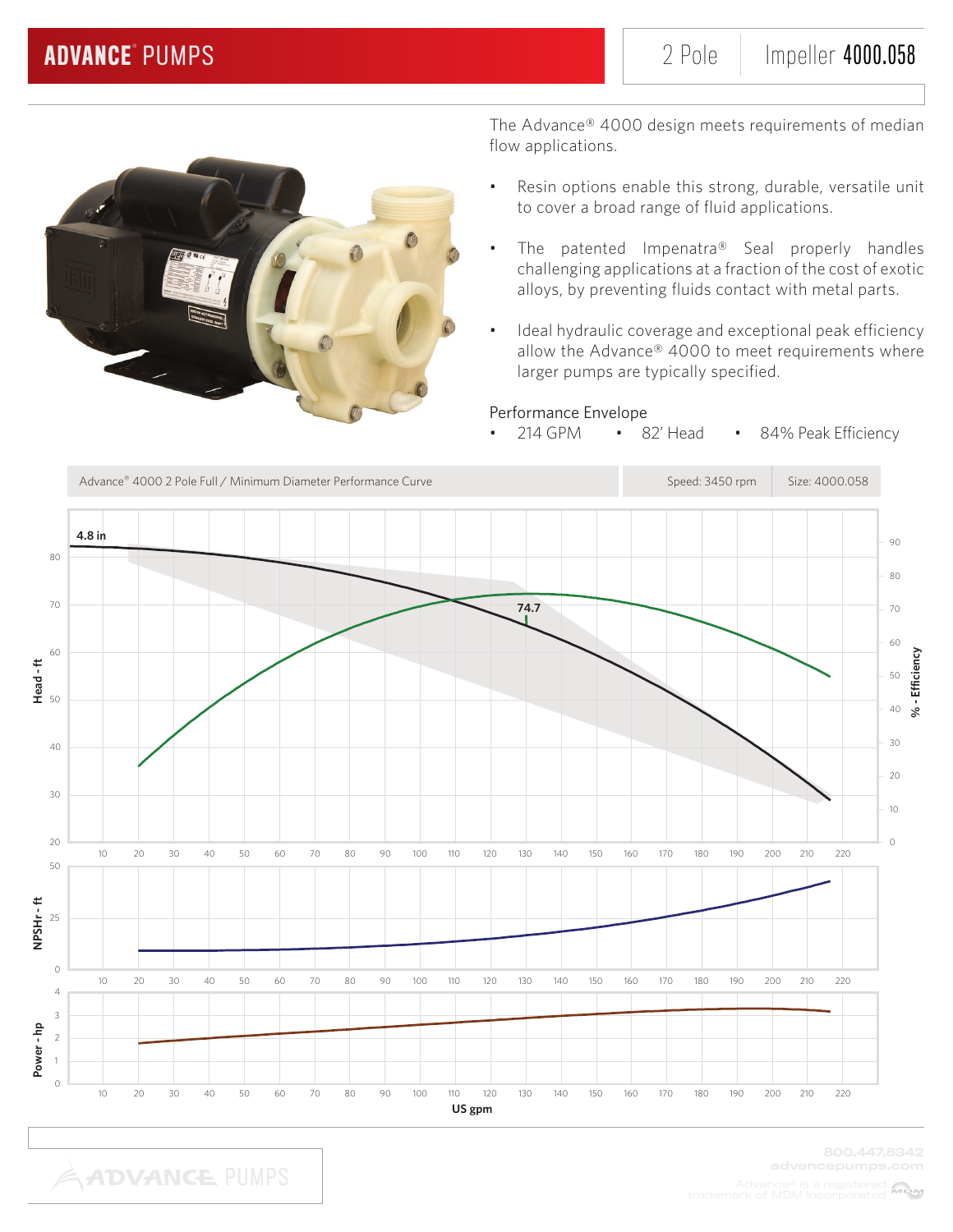# ADVANCE® PUMPS

2 Pole | Impeller **4000.058**

The Advance® 4000 design meets requirements of median flow applications.

- Resin options enable this strong, durable, versatile unit to cover a broad range of fluid applications.
- The patented Impenatra® Seal properly handles challenging applications at a fraction of the cost of exotic alloys, by preventing fluids contact with metal parts.
- Ideal hydraulic coverage and exceptional peak efficiency allow the Advance® 4000 to meet requirements where larger pumps are typically specified.

Performance Envelope

- 214 GPM
- 82' Head
- 84% Peak Efficiency

Advance® 4000 2 Pole Full / Minimum Diameter Performance Curve | Speed: 3450 rpm | Size: 4000.058

4.8 in

74.7

Head - ft

% - Efficiency

NPSHr - ft

Power - hp

US gpm

800.447.8342
advancepumps.com

Advance® is a registered trademark of MDM Incorporated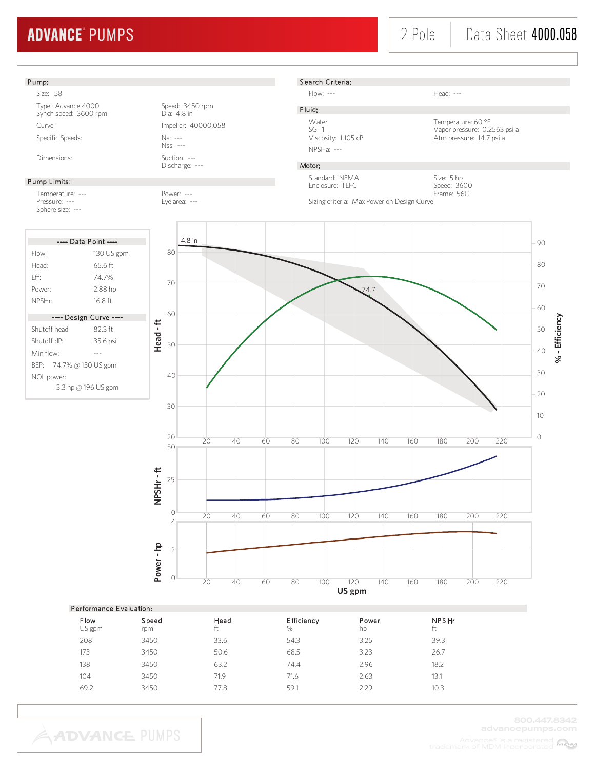**ADVANCE® PUMPS** | 2 Pole | Data Sheet **4000.058**

## Pump:

Size: 58

| | |
|---|---|
| Type: Advance 4000 | Speed: 3450 rpm |
| Synch speed: 3600 rpm | Dia: 4.8 in |
| Curve: | Impeller: 40000.058 |
| Specific Speeds: | Ns: --- |
| | Nss: --- |
| Dimensions: | Suction: --- |
| | Discharge: --- |

## Pump Limits:

| | |
|---|---|
| Temperature: --- | Power: --- |
| Pressure: --- | Eye area: --- |
| Sphere size: --- | |

## Search Criteria:

| | |
|---|---|
| Flow: --- | Head: --- |

## Fluid:

| | |
|---|---|
| Water | Temperature: 60 °F |
| SG: 1 | Vapor pressure: 0.2563 psi a |
| Viscosity: 1.105 cP | Atm pressure: 14.7 psi a |
| NPSHa: --- | |

## Motor:

| | |
|---|---|
| Standard: NEMA | Size: 5 hp |
| Enclosure: TEFC | Speed: 3600 |
| | Frame: 56C |

Sizing criteria: Max Power on Design Curve

**---- Data Point ----**

| | |
|---|---|
| Flow: | 130 US gpm |
| Head: | 65.6 ft |
| Eff: | 74.7% |
| Power: | 2.88 hp |
| NPSHr: | 16.8 ft |

**---- Design Curve ----**

| | |
|---|---|
| Shutoff head: | 82.3 ft |
| Shutoff dP: | 35.6 psi |
| Min flow: | --- |
| BEP: | 74.7% @ 130 US gpm |
| NOL power: | 3.3 hp @ 196 US gpm |

## Performance Evaluation:

| Flow<br>US gpm | Speed<br>rpm | Head<br>ft | Efficiency<br>% | Power<br>hp | NPSHr<br>ft |
|---|---|---|---|---|---|
| 208 | 3450 | 33.6 | 54.3 | 3.25 | 39.3 |
| 173 | 3450 | 50.6 | 68.5 | 3.23 | 26.7 |
| 138 | 3450 | 63.2 | 74.4 | 2.96 | 18.2 |
| 104 | 3450 | 71.9 | 71.6 | 2.63 | 13.1 |
| 69.2 | 3450 | 77.8 | 59.1 | 2.29 | 10.3 |

800.447.8342
advancepumps.com
Advance® is a registered trademark of MDM Incorporated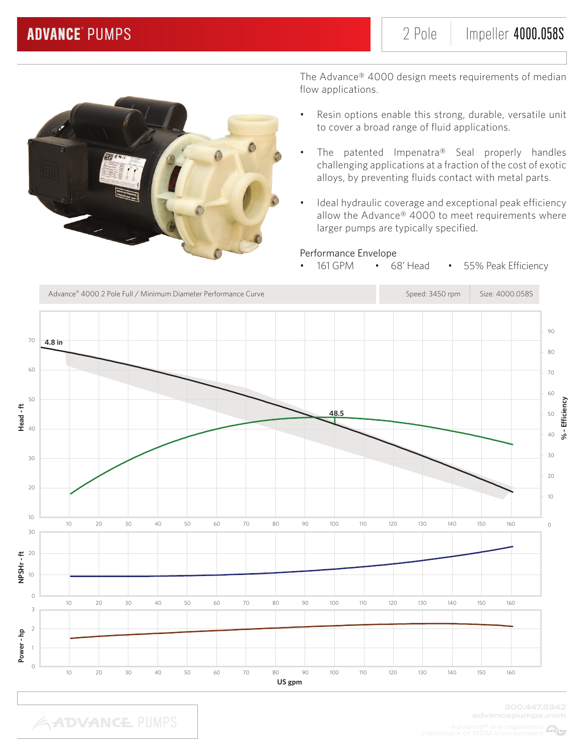# ADVANCE® PUMPS

2 Pole | Impeller **4000.058S**

The Advance® 4000 design meets requirements of median flow applications.

- Resin options enable this strong, durable, versatile unit to cover a broad range of fluid applications.
- The patented Impenatra® Seal properly handles challenging applications at a fraction of the cost of exotic alloys, by preventing fluids contact with metal parts.
- Ideal hydraulic coverage and exceptional peak efficiency allow the Advance® 4000 to meet requirements where larger pumps are typically specified.

Performance Envelope

- 161 GPM
- 68' Head
- 55% Peak Efficiency

Advance® 4000 2 Pole Full / Minimum Diameter Performance Curve | Speed: 3450 rpm | Size: 4000.058S

800.447.8342
advancepumps.com

Advance® is a registered trademark of MDM Incorporated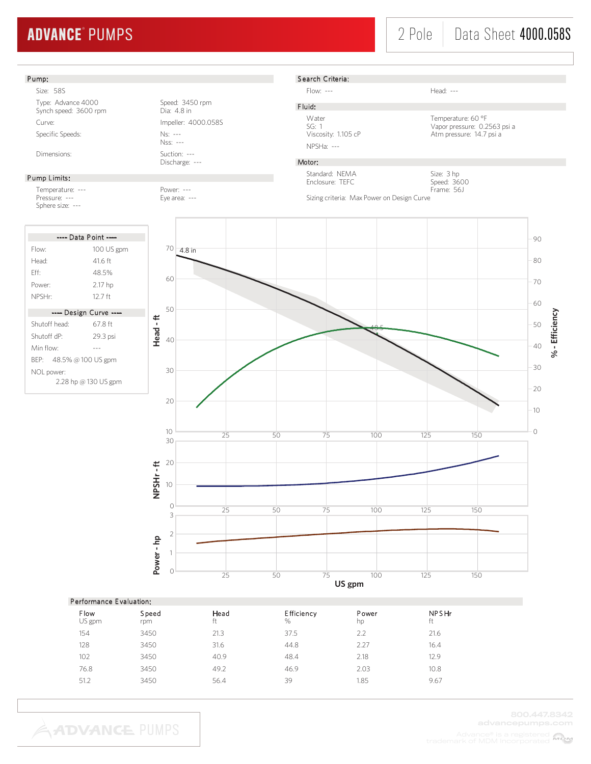# ADVANCE® PUMPS

2 Pole | Data Sheet 4000.058S

## Pump:

Size: 58S

Type: Advance 4000
Synch speed: 3600 rpm

Speed: 3450 rpm
Dia: 4.8 in

Curve:

Impeller: 4000.058S

Specific Speeds:

Ns: ---
Nss: ---

Dimensions:

Suction: ---
Discharge: ---

## Pump Limits:

Temperature: ---
Pressure: ---
Sphere size: ---

Power: ---
Eye area: ---

## Search Criteria:

Flow: ---

Head: ---

## Fluid:

Water
SG: 1
Viscosity: 1.105 cP

NPSHa: ---

Temperature: 60 °F
Vapor pressure: 0.2563 psi a
Atm pressure: 14.7 psi a

## Motor:

Standard: NEMA
Enclosure: TEFC

Size: 3 hp
Speed: 3600
Frame: 56J

Sizing criteria: Max Power on Design Curve

**---- Data Point ----**

| | |
|---|---|
| Flow: | 100 US gpm |
| Head: | 41.6 ft |
| Eff: | 48.5% |
| Power: | 2.17 hp |
| NPSHr: | 12.7 ft |

**---- Design Curve ----**

| | |
|---|---|
| Shutoff head: | 67.8 ft |
| Shutoff dP: | 29.3 psi |
| Min flow: | --- |
| BEP: | 48.5% @ 100 US gpm |
| NOL power: | 2.28 hp @ 130 US gpm |

4.8 in
48.5
Head - ft
% - Efficiency
NPSHr - ft
Power - hp
US gpm

## Performance Evaluation:

| Flow<br>US gpm | Speed<br>rpm | Head<br>ft | Efficiency<br>% | Power<br>hp | NPSHr<br>ft |
|---|---|---|---|---|---|
| 154 | 3450 | 21.3 | 37.5 | 2.2 | 21.6 |
| 128 | 3450 | 31.6 | 44.8 | 2.27 | 16.4 |
| 102 | 3450 | 40.9 | 48.4 | 2.18 | 12.9 |
| 76.8 | 3450 | 49.2 | 46.9 | 2.03 | 10.8 |
| 51.2 | 3450 | 56.4 | 39 | 1.85 | 9.67 |

ADVANCE PUMPS

800.447.8342
advancepumps.com
Advance® is a registered trademark of MDM Incorporated